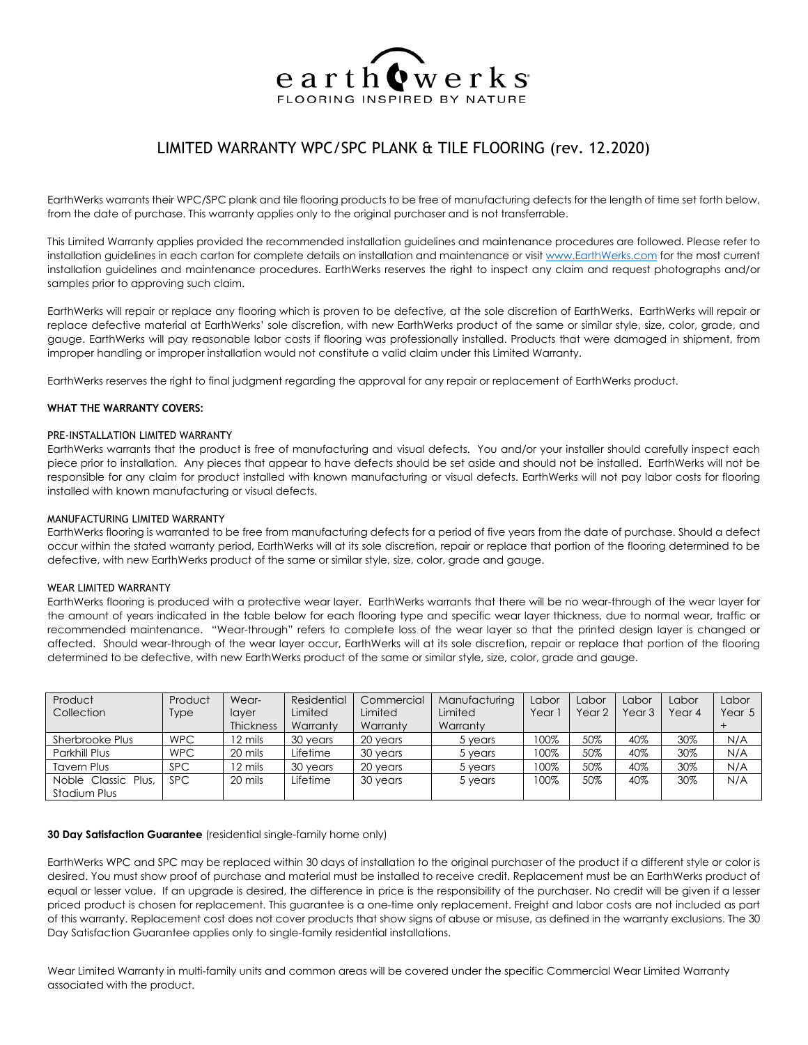earthwerks
FLOORING INSPIRED BY NATURE

# LIMITED WARRANTY WPC/SPC PLANK & TILE FLOORING (rev. 12.2020)

EarthWerks warrants their WPC/SPC plank and tile flooring products to be free of manufacturing defects for the length of time set forth below, from the date of purchase. This warranty applies only to the original purchaser and is not transferrable.

This Limited Warranty applies provided the recommended installation guidelines and maintenance procedures are followed. Please refer to installation guidelines in each carton for complete details on installation and maintenance or visit www.EarthWerks.com for the most current installation guidelines and maintenance procedures. EarthWerks reserves the right to inspect any claim and request photographs and/or samples prior to approving such claim.

EarthWerks will repair or replace any flooring which is proven to be defective, at the sole discretion of EarthWerks. EarthWerks will repair or replace defective material at EarthWerks' sole discretion, with new EarthWerks product of the same or similar style, size, color, grade, and gauge. EarthWerks will pay reasonable labor costs if flooring was professionally installed. Products that were damaged in shipment, from improper handling or improper installation would not constitute a valid claim under this Limited Warranty.

EarthWerks reserves the right to final judgment regarding the approval for any repair or replacement of EarthWerks product.

**WHAT THE WARRANTY COVERS:**

PRE-INSTALLATION LIMITED WARRANTY

EarthWerks warrants that the product is free of manufacturing and visual defects. You and/or your installer should carefully inspect each piece prior to installation. Any pieces that appear to have defects should be set aside and should not be installed. EarthWerks will not be responsible for any claim for product installed with known manufacturing or visual defects. EarthWerks will not pay labor costs for flooring installed with known manufacturing or visual defects.

MANUFACTURING LIMITED WARRANTY

EarthWerks flooring is warranted to be free from manufacturing defects for a period of five years from the date of purchase. Should a defect occur within the stated warranty period, EarthWerks will at its sole discretion, repair or replace that portion of the flooring determined to be defective, with new EarthWerks product of the same or similar style, size, color, grade and gauge.

WEAR LIMITED WARRANTY

EarthWerks flooring is produced with a protective wear layer. EarthWerks warrants that there will be no wear-through of the wear layer for the amount of years indicated in the table below for each flooring type and specific wear layer thickness, due to normal wear, traffic or recommended maintenance. "Wear-through" refers to complete loss of the wear layer so that the printed design layer is changed or affected. Should wear-through of the wear layer occur, EarthWerks will at its sole discretion, repair or replace that portion of the flooring determined to be defective, with new EarthWerks product of the same or similar style, size, color, grade and gauge.

| Product Collection | Product Type | Wear-layer Thickness | Residential Limited Warranty | Commercial Limited Warranty | Manufacturing Limited Warranty | Labor Year 1 | Labor Year 2 | Labor Year 3 | Labor Year 4 | Labor Year 5 + |
|---|---|---|---|---|---|---|---|---|---|---|
| Sherbrooke Plus | WPC | 12 mils | 30 years | 20 years | 5 years | 100% | 50% | 40% | 30% | N/A |
| Parkhill Plus | WPC | 20 mils | Lifetime | 30 years | 5 years | 100% | 50% | 40% | 30% | N/A |
| Tavern Plus | SPC | 12 mils | 30 years | 20 years | 5 years | 100% | 50% | 40% | 30% | N/A |
| Noble Classic Plus, Stadium Plus | SPC | 20 mils | Lifetime | 30 years | 5 years | 100% | 50% | 40% | 30% | N/A |

**30 Day Satisfaction Guarantee** (residential single-family home only)

EarthWerks WPC and SPC may be replaced within 30 days of installation to the original purchaser of the product if a different style or color is desired. You must show proof of purchase and material must be installed to receive credit. Replacement must be an EarthWerks product of equal or lesser value. If an upgrade is desired, the difference in price is the responsibility of the purchaser. No credit will be given if a lesser priced product is chosen for replacement. This guarantee is a one-time only replacement. Freight and labor costs are not included as part of this warranty. Replacement cost does not cover products that show signs of abuse or misuse, as defined in the warranty exclusions. The 30 Day Satisfaction Guarantee applies only to single-family residential installations.

Wear Limited Warranty in multi-family units and common areas will be covered under the specific Commercial Wear Limited Warranty associated with the product.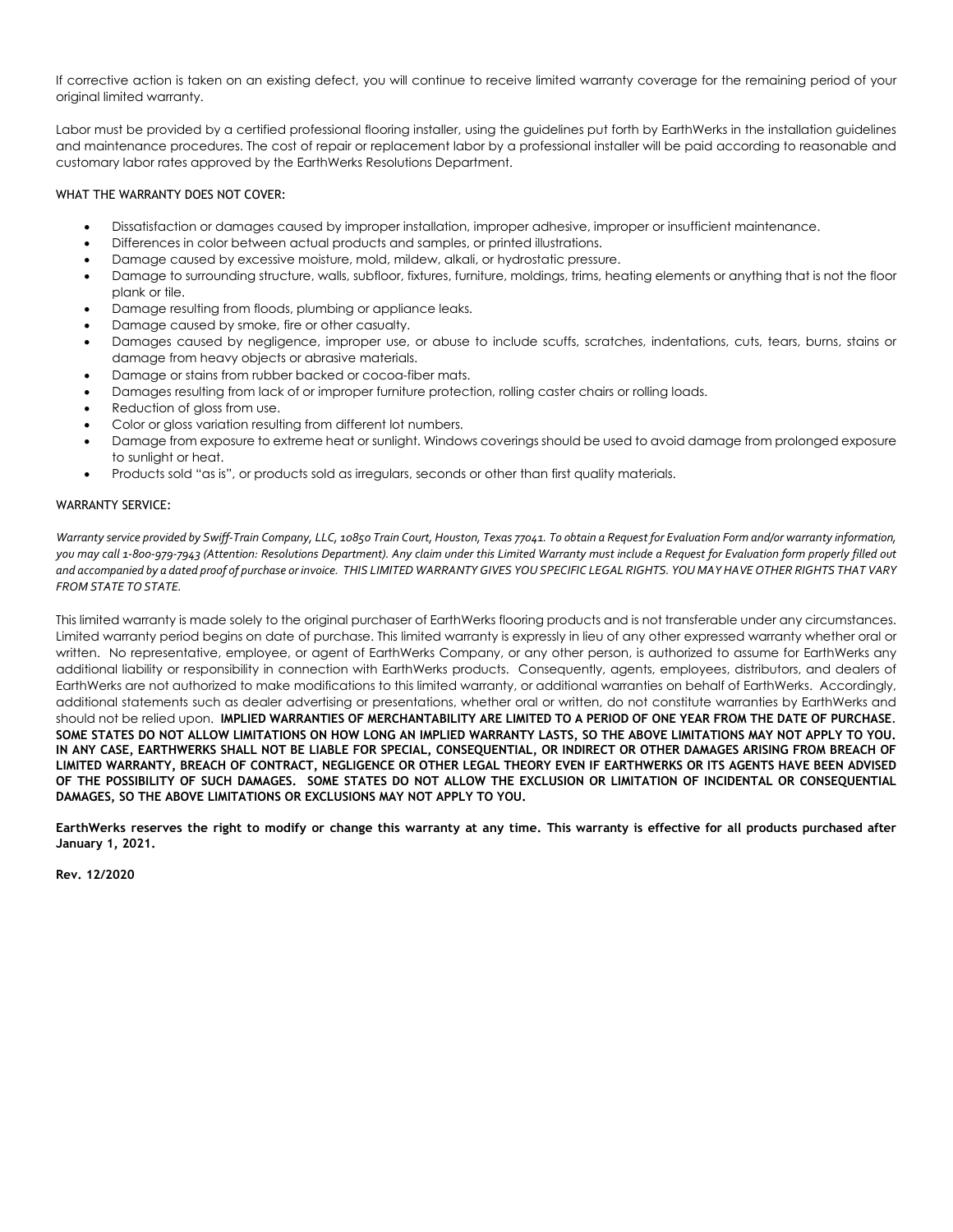If corrective action is taken on an existing defect, you will continue to receive limited warranty coverage for the remaining period of your original limited warranty.

Labor must be provided by a certified professional flooring installer, using the guidelines put forth by EarthWerks in the installation guidelines and maintenance procedures. The cost of repair or replacement labor by a professional installer will be paid according to reasonable and customary labor rates approved by the EarthWerks Resolutions Department.

### WHAT THE WARRANTY DOES NOT COVER:

- Dissatisfaction or damages caused by improper installation, improper adhesive, improper or insufficient maintenance.
- Differences in color between actual products and samples, or printed illustrations.
- Damage caused by excessive moisture, mold, mildew, alkali, or hydrostatic pressure.
- Damage to surrounding structure, walls, subfloor, fixtures, furniture, moldings, trims, heating elements or anything that is not the floor plank or tile.
- Damage resulting from floods, plumbing or appliance leaks.
- Damage caused by smoke, fire or other casualty.
- Damages caused by negligence, improper use, or abuse to include scuffs, scratches, indentations, cuts, tears, burns, stains or damage from heavy objects or abrasive materials.
- Damage or stains from rubber backed or cocoa-fiber mats.
- Damages resulting from lack of or improper furniture protection, rolling caster chairs or rolling loads.
- Reduction of gloss from use.
- Color or gloss variation resulting from different lot numbers.
- Damage from exposure to extreme heat or sunlight. Windows coverings should be used to avoid damage from prolonged exposure to sunlight or heat.
- Products sold "as is", or products sold as irregulars, seconds or other than first quality materials.

### WARRANTY SERVICE:

*Warranty service provided by Swiff-Train Company, LLC, 10850 Train Court, Houston, Texas 77041. To obtain a Request for Evaluation Form and/or warranty information, you may call 1-800-979-7943 (Attention: Resolutions Department). Any claim under this Limited Warranty must include a Request for Evaluation form properly filled out and accompanied by a dated proof of purchase or invoice. THIS LIMITED WARRANTY GIVES YOU SPECIFIC LEGAL RIGHTS. YOU MAY HAVE OTHER RIGHTS THAT VARY FROM STATE TO STATE.*

This limited warranty is made solely to the original purchaser of EarthWerks flooring products and is not transferable under any circumstances. Limited warranty period begins on date of purchase. This limited warranty is expressly in lieu of any other expressed warranty whether oral or written. No representative, employee, or agent of EarthWerks Company, or any other person, is authorized to assume for EarthWerks any additional liability or responsibility in connection with EarthWerks products. Consequently, agents, employees, distributors, and dealers of EarthWerks are not authorized to make modifications to this limited warranty, or additional warranties on behalf of EarthWerks. Accordingly, additional statements such as dealer advertising or presentations, whether oral or written, do not constitute warranties by EarthWerks and should not be relied upon. **IMPLIED WARRANTIES OF MERCHANTABILITY ARE LIMITED TO A PERIOD OF ONE YEAR FROM THE DATE OF PURCHASE. SOME STATES DO NOT ALLOW LIMITATIONS ON HOW LONG AN IMPLIED WARRANTY LASTS, SO THE ABOVE LIMITATIONS MAY NOT APPLY TO YOU. IN ANY CASE, EARTHWERKS SHALL NOT BE LIABLE FOR SPECIAL, CONSEQUENTIAL, OR INDIRECT OR OTHER DAMAGES ARISING FROM BREACH OF LIMITED WARRANTY, BREACH OF CONTRACT, NEGLIGENCE OR OTHER LEGAL THEORY EVEN IF EARTHWERKS OR ITS AGENTS HAVE BEEN ADVISED OF THE POSSIBILITY OF SUCH DAMAGES. SOME STATES DO NOT ALLOW THE EXCLUSION OR LIMITATION OF INCIDENTAL OR CONSEQUENTIAL DAMAGES, SO THE ABOVE LIMITATIONS OR EXCLUSIONS MAY NOT APPLY TO YOU.**

**EarthWerks reserves the right to modify or change this warranty at any time. This warranty is effective for all products purchased after January 1, 2021.**

**Rev. 12/2020**